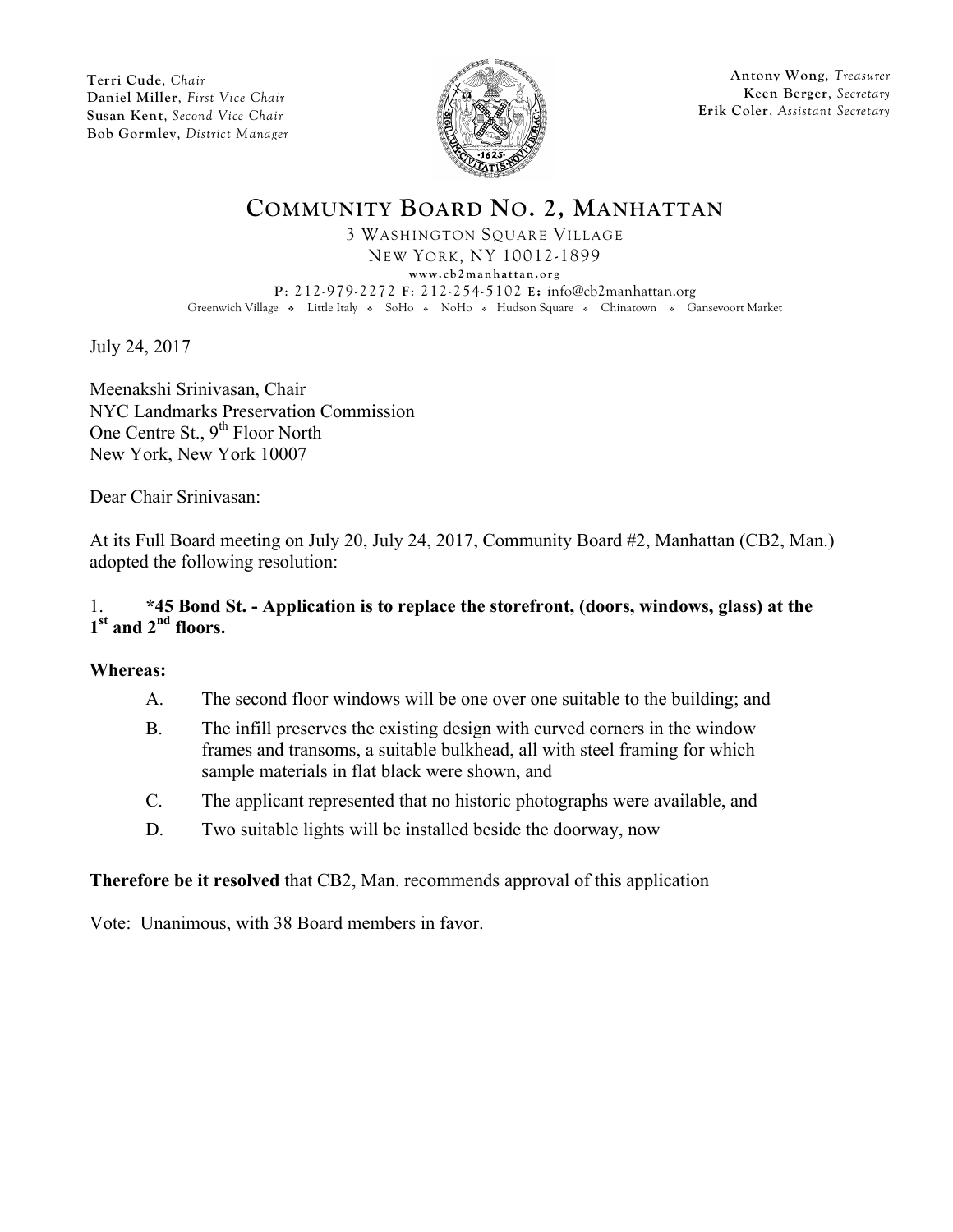**Terri Cude**, *Chair*
**Daniel Miller**, *First Vice Chair*
**Susan Kent**, *Second Vice Chair*
**Bob Gormley**, *District Manager*

**Antony Wong**, *Treasurer*
**Keen Berger**, *Secretary*
**Erik Coler**, *Assistant Secretary*

# COMMUNITY BOARD NO. 2, MANHATTAN

3 WASHINGTON SQUARE VILLAGE
NEW YORK, NY 10012-1899
www.cb2manhattan.org
P: 212-979-2272 F: 212-254-5102 E: info@cb2manhattan.org
Greenwich Village ❖ Little Italy ❖ SoHo ❖ NoHo ❖ Hudson Square ❖ Chinatown ❖ Gansevoort Market

July 24, 2017

Meenakshi Srinivasan, Chair
NYC Landmarks Preservation Commission
One Centre St., 9th Floor North
New York, New York 10007

Dear Chair Srinivasan:

At its Full Board meeting on July 20, July 24, 2017, Community Board #2, Manhattan (CB2, Man.) adopted the following resolution:

1. **\*45 Bond St. - Application is to replace the storefront, (doors, windows, glass) at the 1st and 2nd floors.**

**Whereas:**

A. The second floor windows will be one over one suitable to the building; and

B. The infill preserves the existing design with curved corners in the window frames and transoms, a suitable bulkhead, all with steel framing for which sample materials in flat black were shown, and

C. The applicant represented that no historic photographs were available, and

D. Two suitable lights will be installed beside the doorway, now

**Therefore be it resolved** that CB2, Man. recommends approval of this application

Vote: Unanimous, with 38 Board members in favor.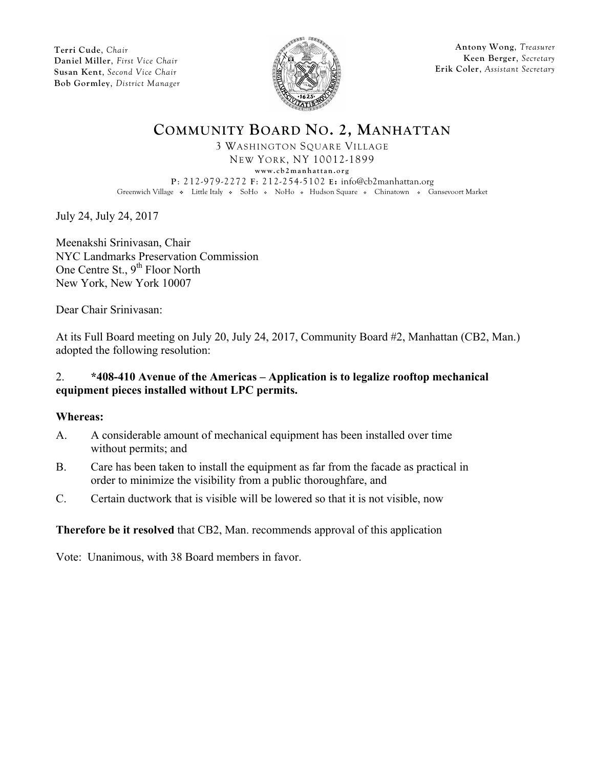Terri Cude, *Chair*
Daniel Miller, *First Vice Chair*
Susan Kent, *Second Vice Chair*
Bob Gormley, *District Manager*

Antony Wong, *Treasurer*
Keen Berger, *Secretary*
Erik Coler, *Assistant Secretary*

# COMMUNITY BOARD NO. 2, MANHATTAN

3 WASHINGTON SQUARE VILLAGE
NEW YORK, NY 10012-1899
www.cb2manhattan.org
P: 212-979-2272 F: 212-254-5102 E: info@cb2manhattan.org
Greenwich Village ❖ Little Italy ❖ SoHo ❖ NoHo ❖ Hudson Square ❖ Chinatown ❖ Gansevoort Market

July 24, July 24, 2017

Meenakshi Srinivasan, Chair
NYC Landmarks Preservation Commission
One Centre St., 9th Floor North
New York, New York 10007

Dear Chair Srinivasan:

At its Full Board meeting on July 20, July 24, 2017, Community Board #2, Manhattan (CB2, Man.) adopted the following resolution:

2. **\*408-410 Avenue of the Americas – Application is to legalize rooftop mechanical equipment pieces installed without LPC permits.**

**Whereas:**

A. A considerable amount of mechanical equipment has been installed over time without permits; and

B. Care has been taken to install the equipment as far from the facade as practical in order to minimize the visibility from a public thoroughfare, and

C. Certain ductwork that is visible will be lowered so that it is not visible, now

**Therefore be it resolved** that CB2, Man. recommends approval of this application

Vote: Unanimous, with 38 Board members in favor.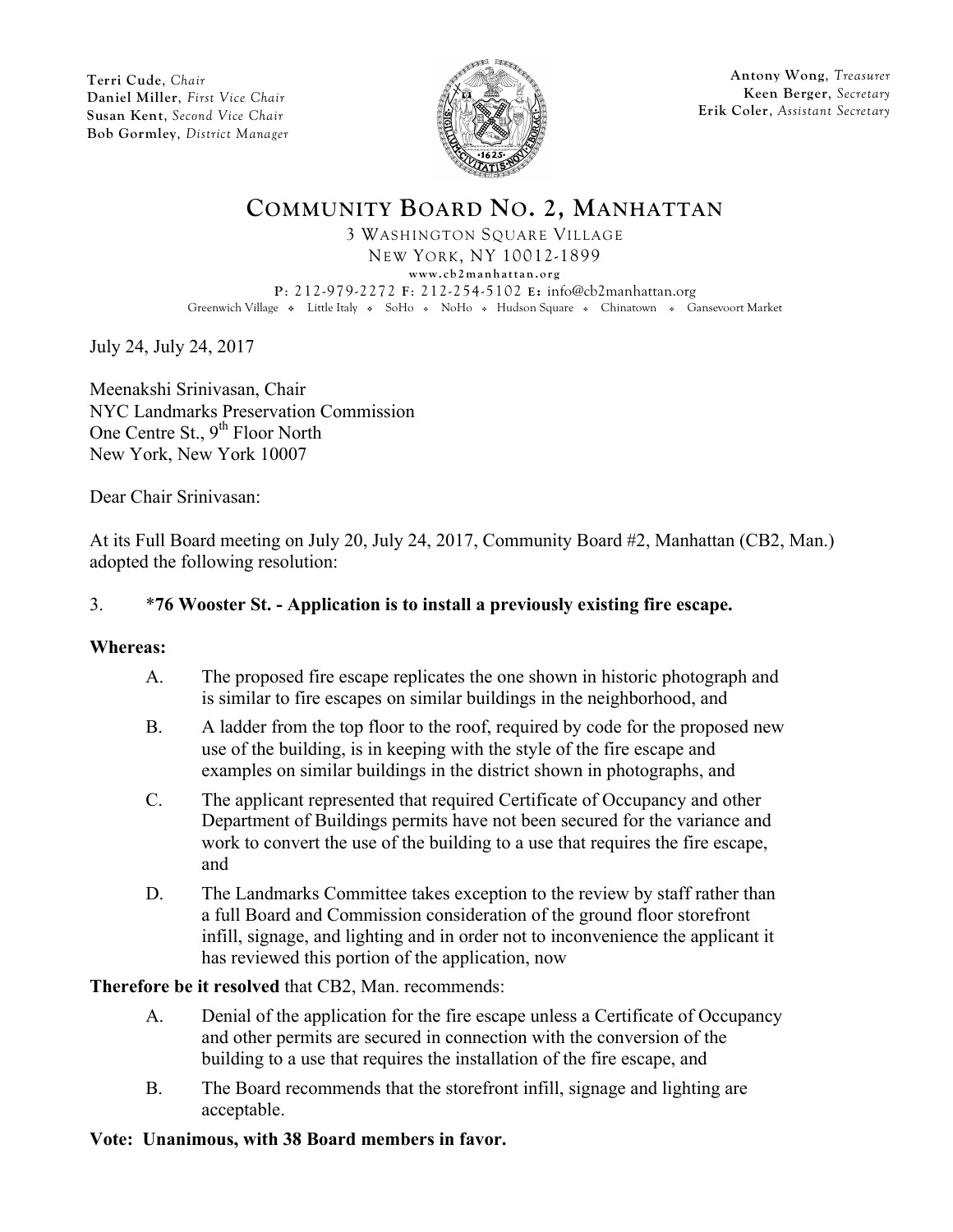Terri Cude, *Chair*
Daniel Miller, *First Vice Chair*
Susan Kent, *Second Vice Chair*
Bob Gormley, *District Manager*

Antony Wong, *Treasurer*
Keen Berger, *Secretary*
Erik Coler, *Assistant Secretary*

# COMMUNITY BOARD NO. 2, MANHATTAN

3 WASHINGTON SQUARE VILLAGE
NEW YORK, NY 10012-1899
www.cb2manhattan.org
P: 212-979-2272 F: 212-254-5102 E: info@cb2manhattan.org
Greenwich Village ❖ Little Italy ❖ SoHo ❖ NoHo ❖ Hudson Square ❖ Chinatown ❖ Gansevoort Market

July 24, July 24, 2017

Meenakshi Srinivasan, Chair
NYC Landmarks Preservation Commission
One Centre St., 9th Floor North
New York, New York 10007

Dear Chair Srinivasan:

At its Full Board meeting on July 20, July 24, 2017, Community Board #2, Manhattan (CB2, Man.) adopted the following resolution:

3. **\*76 Wooster St. - Application is to install a previously existing fire escape.**

**Whereas:**

A. The proposed fire escape replicates the one shown in historic photograph and is similar to fire escapes on similar buildings in the neighborhood, and

B. A ladder from the top floor to the roof, required by code for the proposed new use of the building, is in keeping with the style of the fire escape and examples on similar buildings in the district shown in photographs, and

C. The applicant represented that required Certificate of Occupancy and other Department of Buildings permits have not been secured for the variance and work to convert the use of the building to a use that requires the fire escape, and

D. The Landmarks Committee takes exception to the review by staff rather than a full Board and Commission consideration of the ground floor storefront infill, signage, and lighting and in order not to inconvenience the applicant it has reviewed this portion of the application, now

**Therefore be it resolved** that CB2, Man. recommends:

A. Denial of the application for the fire escape unless a Certificate of Occupancy and other permits are secured in connection with the conversion of the building to a use that requires the installation of the fire escape, and

B. The Board recommends that the storefront infill, signage and lighting are acceptable.

**Vote: Unanimous, with 38 Board members in favor.**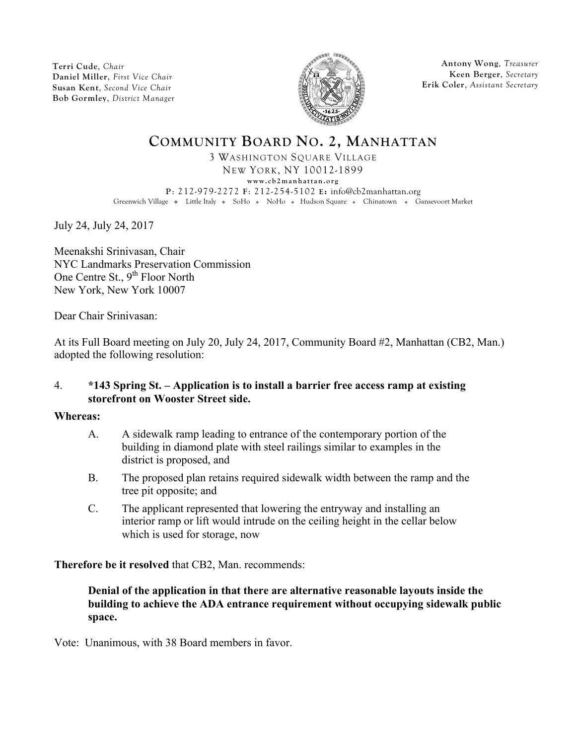Terri Cude, *Chair*
Daniel Miller, *First Vice Chair*
Susan Kent, *Second Vice Chair*
Bob Gormley, *District Manager*

Antony Wong, *Treasurer*
Keen Berger, *Secretary*
Erik Coler, *Assistant Secretary*

# COMMUNITY BOARD NO. 2, MANHATTAN

3 WASHINGTON SQUARE VILLAGE
NEW YORK, NY 10012-1899
www.cb2manhattan.org
P: 212-979-2272 F: 212-254-5102 E: info@cb2manhattan.org
Greenwich Village ❖ Little Italy ❖ SoHo ❖ NoHo ❖ Hudson Square ❖ Chinatown ❖ Gansevoort Market

July 24, July 24, 2017

Meenakshi Srinivasan, Chair
NYC Landmarks Preservation Commission
One Centre St., 9th Floor North
New York, New York 10007

Dear Chair Srinivasan:

At its Full Board meeting on July 20, July 24, 2017, Community Board #2, Manhattan (CB2, Man.) adopted the following resolution:

4. **\*143 Spring St. – Application is to install a barrier free access ramp at existing storefront on Wooster Street side.**

**Whereas:**

A. A sidewalk ramp leading to entrance of the contemporary portion of the building in diamond plate with steel railings similar to examples in the district is proposed, and

B. The proposed plan retains required sidewalk width between the ramp and the tree pit opposite; and

C. The applicant represented that lowering the entryway and installing an interior ramp or lift would intrude on the ceiling height in the cellar below which is used for storage, now

**Therefore be it resolved** that CB2, Man. recommends:

**Denial of the application in that there are alternative reasonable layouts inside the building to achieve the ADA entrance requirement without occupying sidewalk public space.**

Vote: Unanimous, with 38 Board members in favor.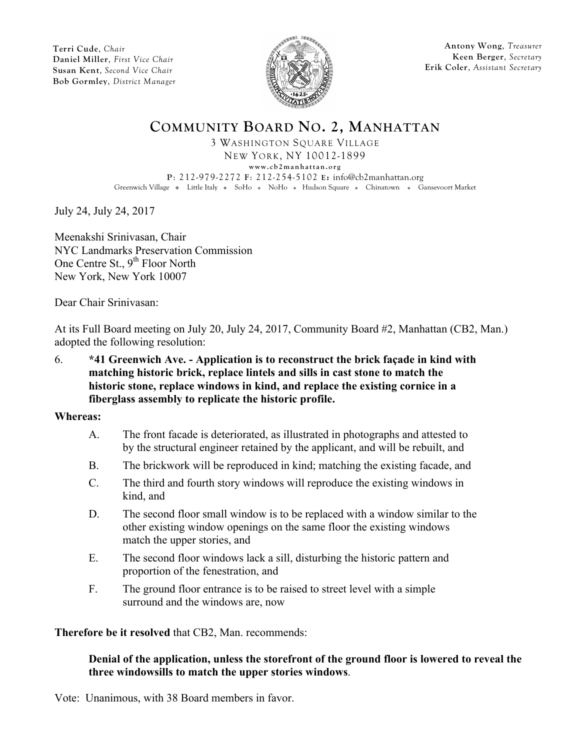Terri Cude, *Chair*
Daniel Miller, *First Vice Chair*
Susan Kent, *Second Vice Chair*
Bob Gormley, *District Manager*

Antony Wong, *Treasurer*
Keen Berger, *Secretary*
Erik Coler, *Assistant Secretary*

# COMMUNITY BOARD NO. 2, MANHATTAN

3 WASHINGTON SQUARE VILLAGE
NEW YORK, NY 10012-1899
www.cb2manhattan.org
P: 212-979-2272 F: 212-254-5102 E: info@cb2manhattan.org
Greenwich Village ❖ Little Italy ❖ SoHo ❖ NoHo ❖ Hudson Square ❖ Chinatown ❖ Gansevoort Market

July 24, July 24, 2017

Meenakshi Srinivasan, Chair
NYC Landmarks Preservation Commission
One Centre St., 9th Floor North
New York, New York 10007

Dear Chair Srinivasan:

At its Full Board meeting on July 20, July 24, 2017, Community Board #2, Manhattan (CB2, Man.) adopted the following resolution:

6. **\*41 Greenwich Ave. - Application is to reconstruct the brick façade in kind with matching historic brick, replace lintels and sills in cast stone to match the historic stone, replace windows in kind, and replace the existing cornice in a fiberglass assembly to replicate the historic profile.**

**Whereas:**

A. The front facade is deteriorated, as illustrated in photographs and attested to by the structural engineer retained by the applicant, and will be rebuilt, and

B. The brickwork will be reproduced in kind; matching the existing facade, and

C. The third and fourth story windows will reproduce the existing windows in kind, and

D. The second floor small window is to be replaced with a window similar to the other existing window openings on the same floor the existing windows match the upper stories, and

E. The second floor windows lack a sill, disturbing the historic pattern and proportion of the fenestration, and

F. The ground floor entrance is to be raised to street level with a simple surround and the windows are, now

**Therefore be it resolved** that CB2, Man. recommends:

**Denial of the application, unless the storefront of the ground floor is lowered to reveal the three windowsills to match the upper stories windows**.

Vote: Unanimous, with 38 Board members in favor.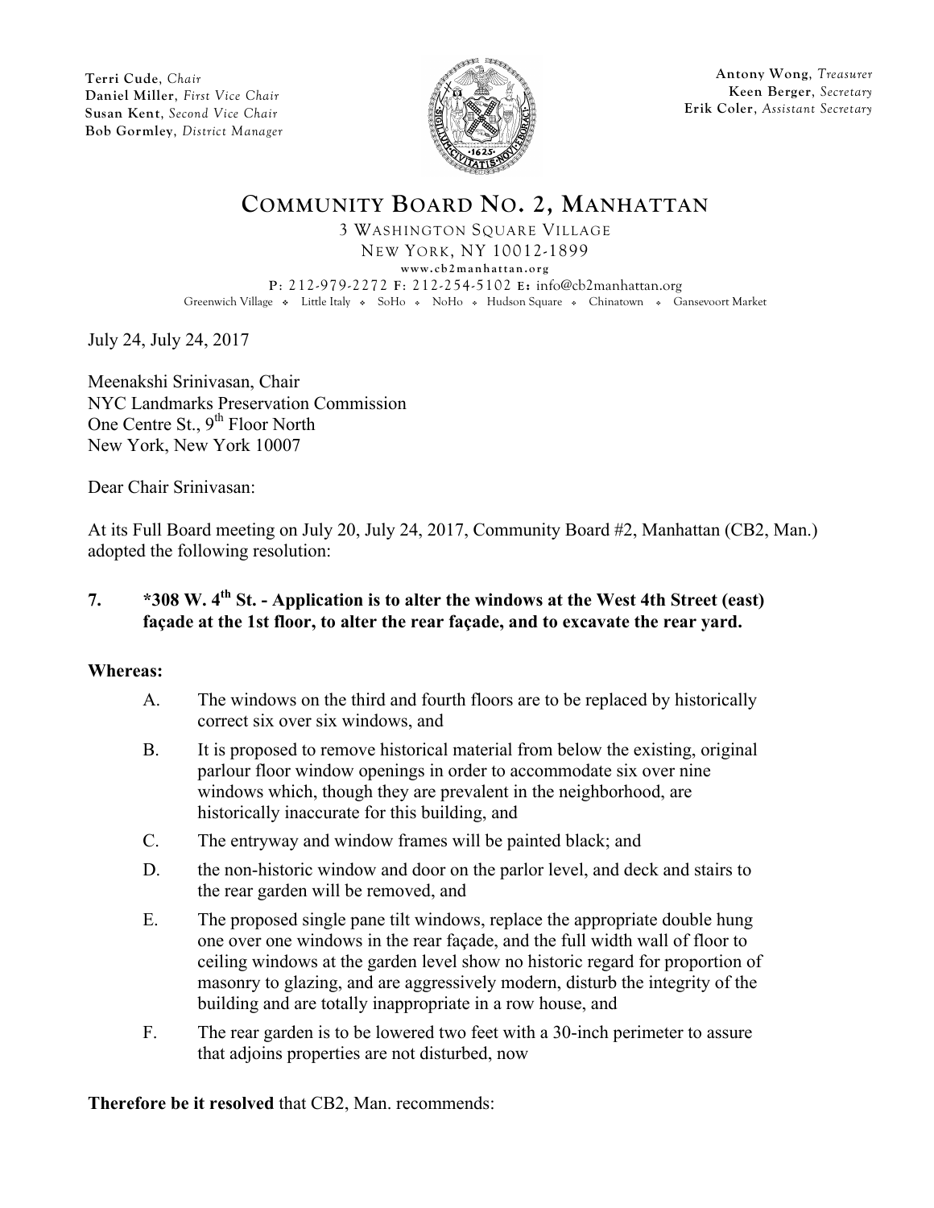Terri Cude, *Chair*
Daniel Miller, *First Vice Chair*
Susan Kent, *Second Vice Chair*
Bob Gormley, *District Manager*

Antony Wong, *Treasurer*
Keen Berger, *Secretary*
Erik Coler, *Assistant Secretary*

# COMMUNITY BOARD NO. 2, MANHATTAN

3 WASHINGTON SQUARE VILLAGE
NEW YORK, NY 10012-1899
www.cb2manhattan.org
P: 212-979-2272 F: 212-254-5102 E: info@cb2manhattan.org
Greenwich Village ❖ Little Italy ❖ SoHo ❖ NoHo ❖ Hudson Square ❖ Chinatown ❖ Gansevoort Market

July 24, July 24, 2017

Meenakshi Srinivasan, Chair
NYC Landmarks Preservation Commission
One Centre St., 9th Floor North
New York, New York 10007

Dear Chair Srinivasan:

At its Full Board meeting on July 20, July 24, 2017, Community Board #2, Manhattan (CB2, Man.) adopted the following resolution:

**7. *308 W. 4th St. - Application is to alter the windows at the West 4th Street (east) façade at the 1st floor, to alter the rear façade, and to excavate the rear yard.**

**Whereas:**

A. The windows on the third and fourth floors are to be replaced by historically correct six over six windows, and

B. It is proposed to remove historical material from below the existing, original parlour floor window openings in order to accommodate six over nine windows which, though they are prevalent in the neighborhood, are historically inaccurate for this building, and

C. The entryway and window frames will be painted black; and

D. the non-historic window and door on the parlor level, and deck and stairs to the rear garden will be removed, and

E. The proposed single pane tilt windows, replace the appropriate double hung one over one windows in the rear façade, and the full width wall of floor to ceiling windows at the garden level show no historic regard for proportion of masonry to glazing, and are aggressively modern, disturb the integrity of the building and are totally inappropriate in a row house, and

F. The rear garden is to be lowered two feet with a 30-inch perimeter to assure that adjoins properties are not disturbed, now

**Therefore be it resolved** that CB2, Man. recommends: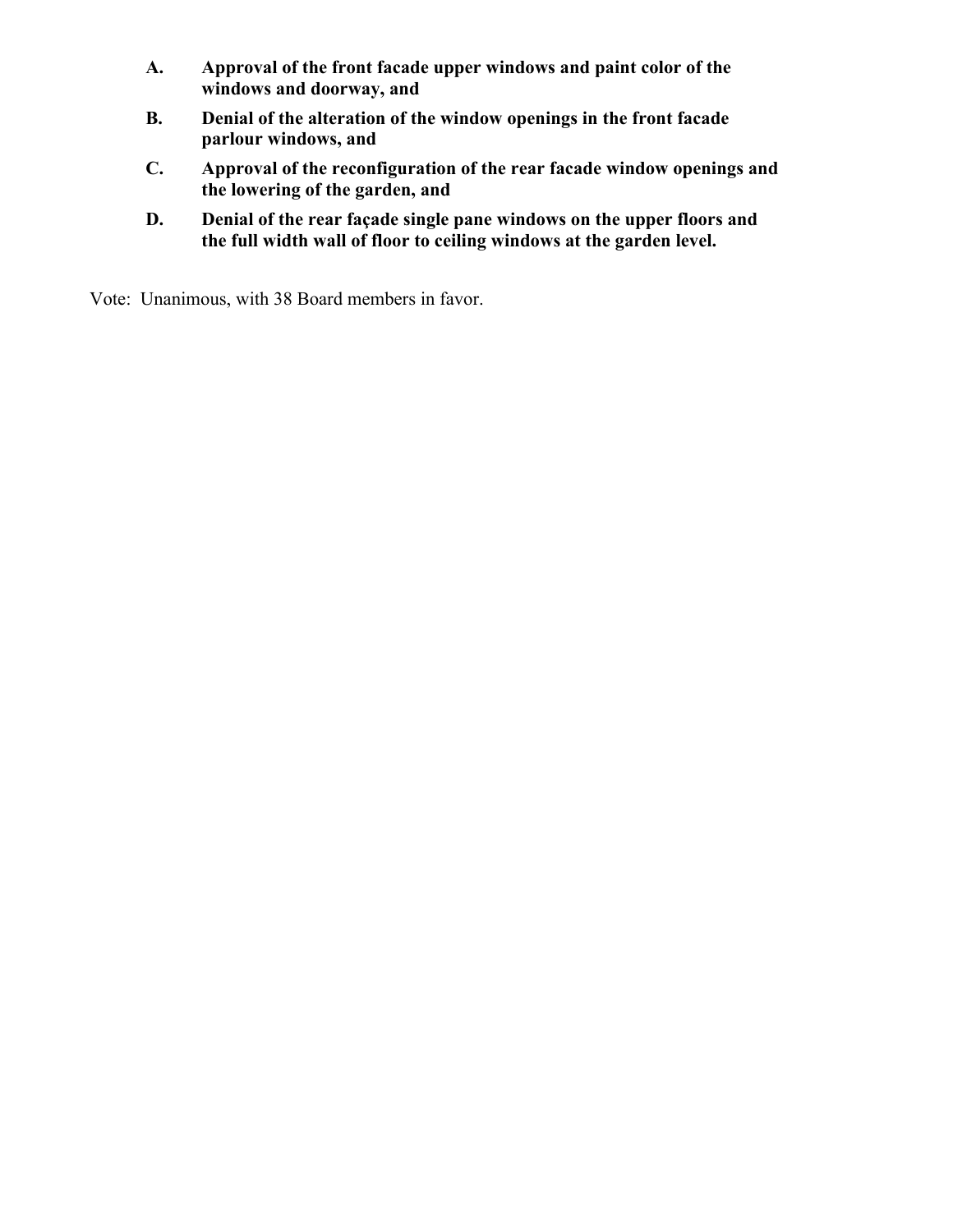- **A. Approval of the front facade upper windows and paint color of the windows and doorway, and**
- **B. Denial of the alteration of the window openings in the front facade parlour windows, and**
- **C. Approval of the reconfiguration of the rear facade window openings and the lowering of the garden, and**
- **D. Denial of the rear façade single pane windows on the upper floors and the full width wall of floor to ceiling windows at the garden level.**

Vote: Unanimous, with 38 Board members in favor.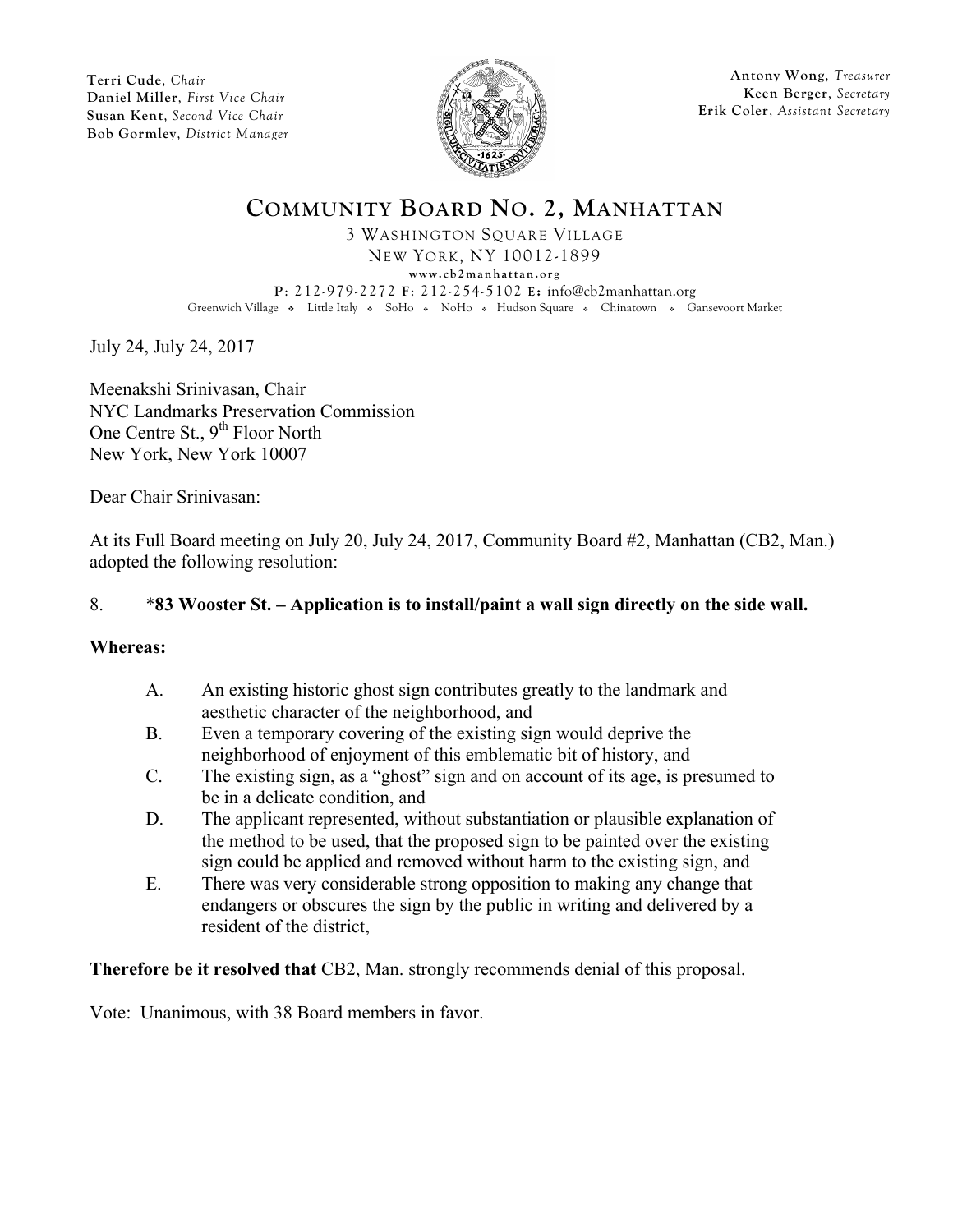**Terri Cude**, *Chair*
**Daniel Miller**, *First Vice Chair*
**Susan Kent**, *Second Vice Chair*
**Bob Gormley**, *District Manager*

**Antony Wong**, *Treasurer*
**Keen Berger**, *Secretary*
**Erik Coler**, *Assistant Secretary*

# COMMUNITY BOARD NO. 2, MANHATTAN

3 WASHINGTON SQUARE VILLAGE
NEW YORK, NY 10012-1899
www.cb2manhattan.org
P: 212-979-2272 F: 212-254-5102 E: info@cb2manhattan.org
Greenwich Village ❖ Little Italy ❖ SoHo ❖ NoHo ❖ Hudson Square ❖ Chinatown ❖ Gansevoort Market

July 24, July 24, 2017

Meenakshi Srinivasan, Chair
NYC Landmarks Preservation Commission
One Centre St., 9th Floor North
New York, New York 10007

Dear Chair Srinivasan:

At its Full Board meeting on July 20, July 24, 2017, Community Board #2, Manhattan (CB2, Man.) adopted the following resolution:

8. **\*83 Wooster St. – Application is to install/paint a wall sign directly on the side wall.**

**Whereas:**

A. An existing historic ghost sign contributes greatly to the landmark and aesthetic character of the neighborhood, and
B. Even a temporary covering of the existing sign would deprive the neighborhood of enjoyment of this emblematic bit of history, and
C. The existing sign, as a "ghost" sign and on account of its age, is presumed to be in a delicate condition, and
D. The applicant represented, without substantiation or plausible explanation of the method to be used, that the proposed sign to be painted over the existing sign could be applied and removed without harm to the existing sign, and
E. There was very considerable strong opposition to making any change that endangers or obscures the sign by the public in writing and delivered by a resident of the district,

**Therefore be it resolved that** CB2, Man. strongly recommends denial of this proposal.

Vote: Unanimous, with 38 Board members in favor.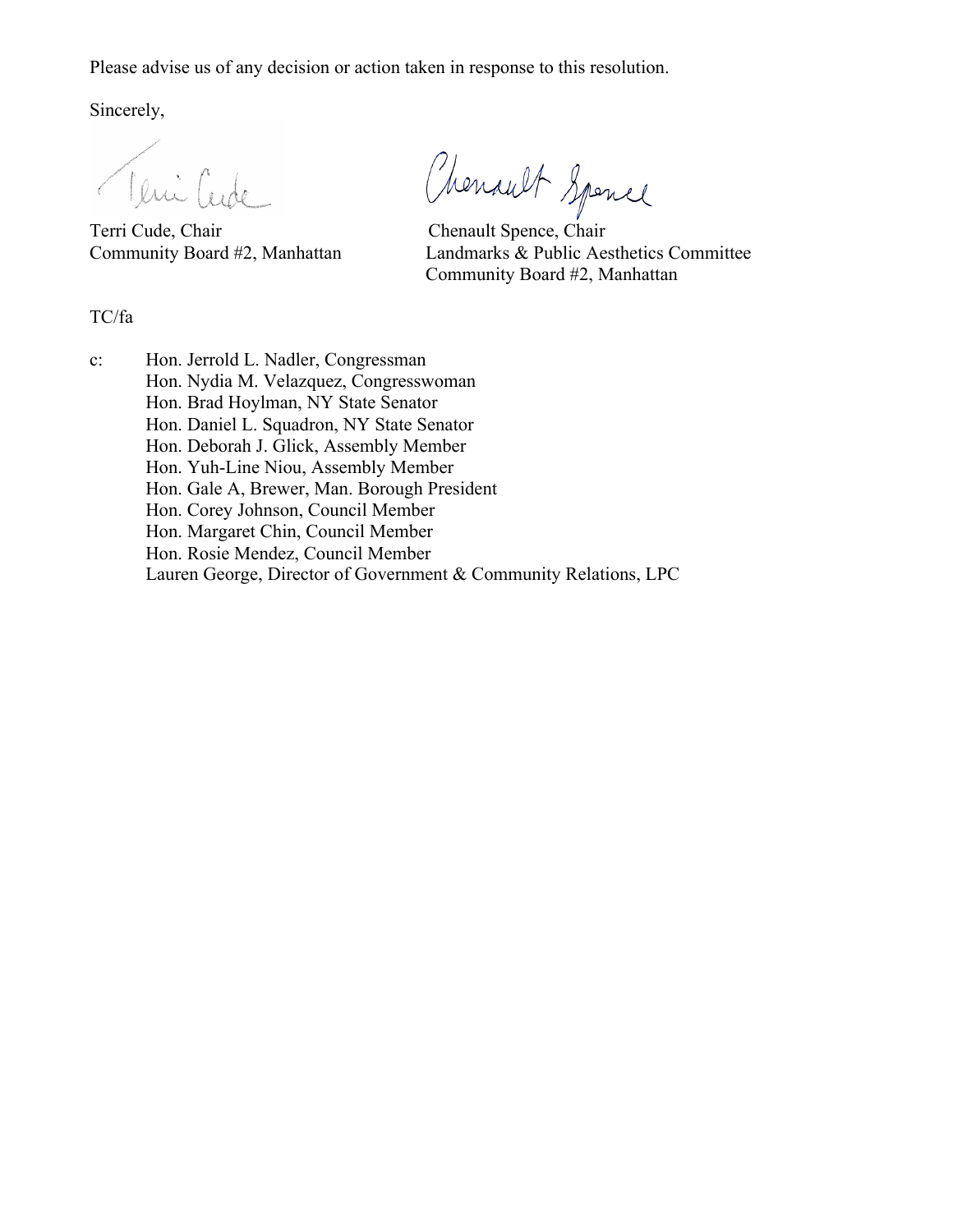Please advise us of any decision or action taken in response to this resolution.

Sincerely,

Terri Cude, Chair
Community Board #2, Manhattan

Chenault Spence, Chair
Landmarks & Public Aesthetics Committee
Community Board #2, Manhattan

TC/fa

c: Hon. Jerrold L. Nadler, Congressman
Hon. Nydia M. Velazquez, Congresswoman
Hon. Brad Hoylman, NY State Senator
Hon. Daniel L. Squadron, NY State Senator
Hon. Deborah J. Glick, Assembly Member
Hon. Yuh-Line Niou, Assembly Member
Hon. Gale A, Brewer, Man. Borough President
Hon. Corey Johnson, Council Member
Hon. Margaret Chin, Council Member
Hon. Rosie Mendez, Council Member
Lauren George, Director of Government & Community Relations, LPC